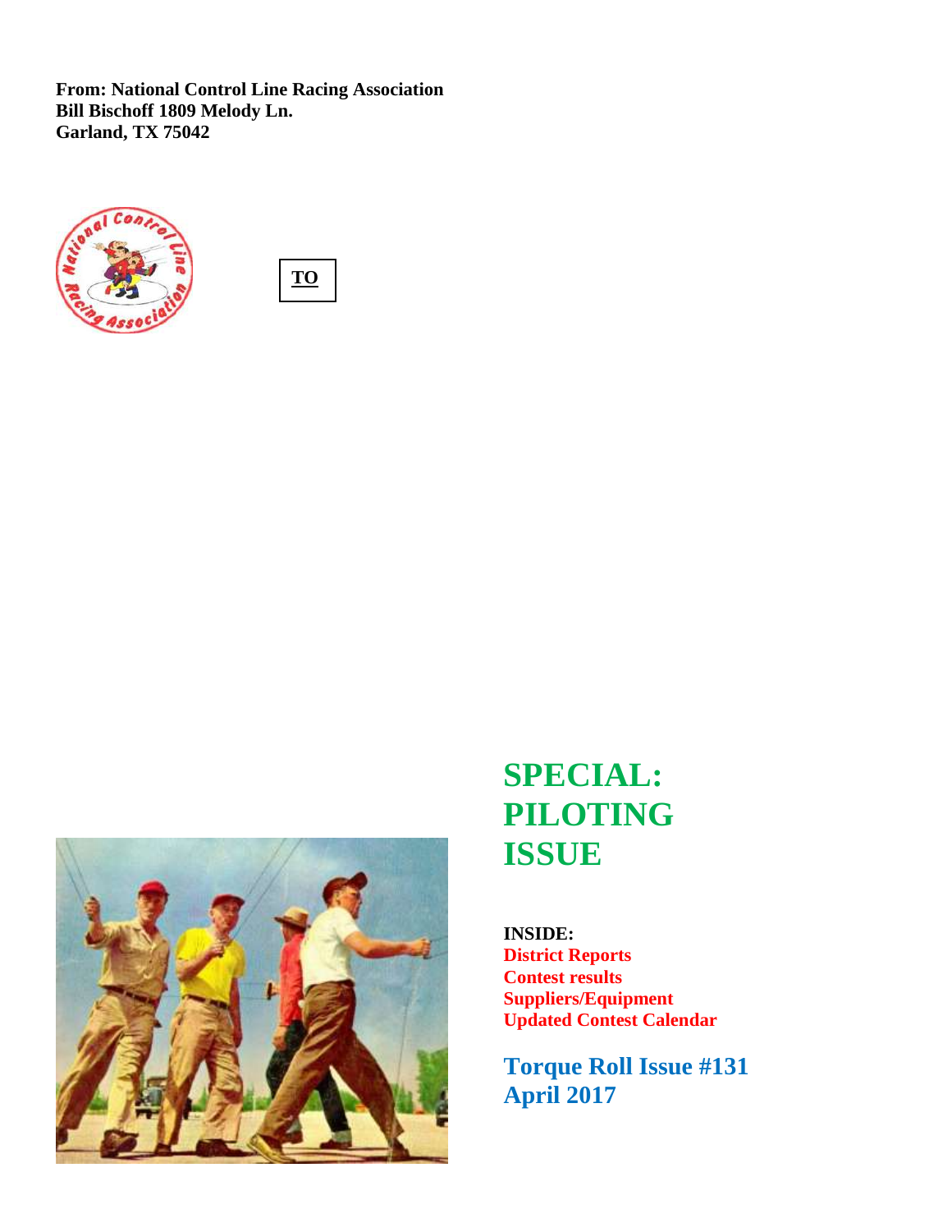**From: National Control Line Racing Association**
**Bill Bischoff 1809 Melody Ln.**
**Garland, TX 75042**

**TO**

# SPECIAL: PILOTING ISSUE

**INSIDE:**
**District Reports**
**Contest results**
**Suppliers/Equipment**
**Updated Contest Calendar**

## Torque Roll Issue #131
## April 2017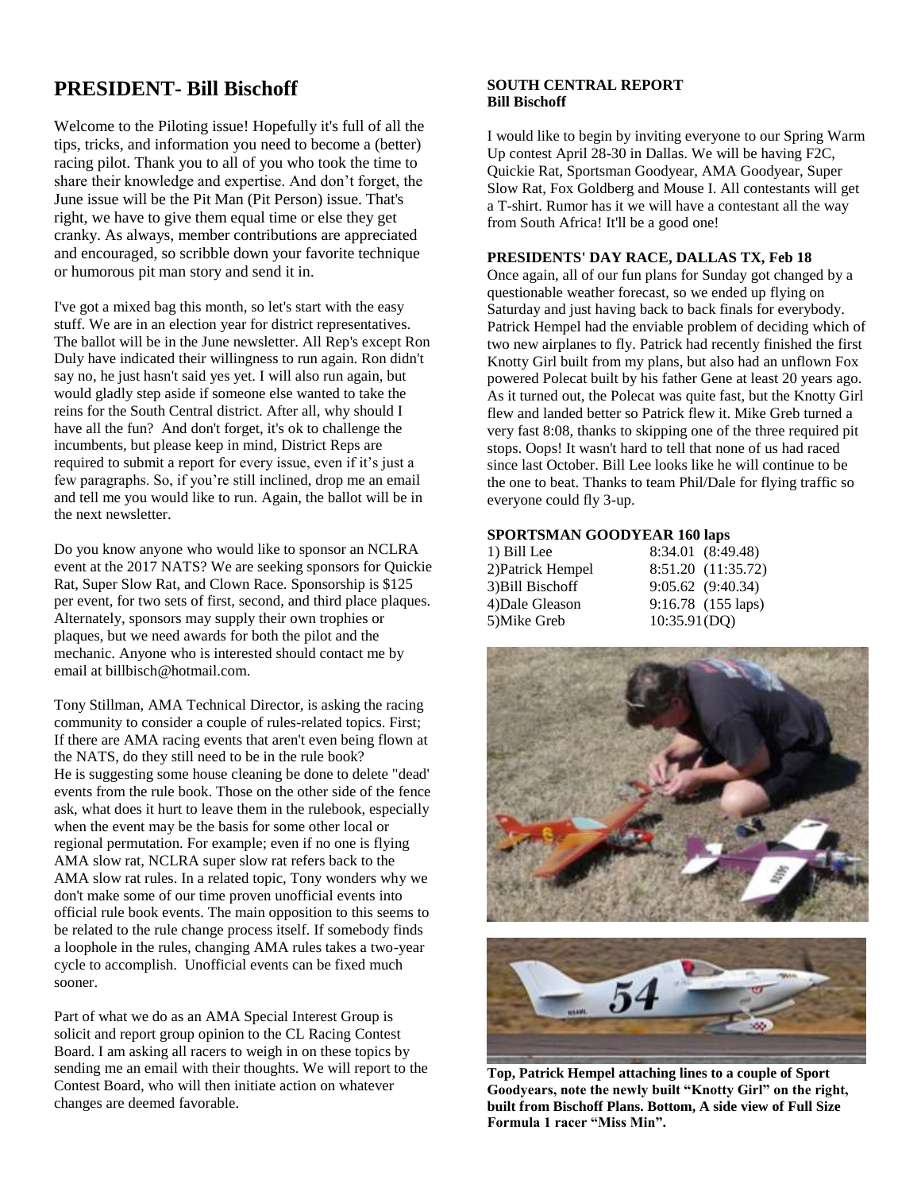## PRESIDENT- Bill Bischoff

Welcome to the Piloting issue! Hopefully it's full of all the tips, tricks, and information you need to become a (better) racing pilot. Thank you to all of you who took the time to share their knowledge and expertise. And don't forget, the June issue will be the Pit Man (Pit Person) issue. That's right, we have to give them equal time or else they get cranky. As always, member contributions are appreciated and encouraged, so scribble down your favorite technique or humorous pit man story and send it in.

I've got a mixed bag this month, so let's start with the easy stuff. We are in an election year for district representatives. The ballot will be in the June newsletter. All Rep's except Ron Duly have indicated their willingness to run again. Ron didn't say no, he just hasn't said yes yet. I will also run again, but would gladly step aside if someone else wanted to take the reins for the South Central district. After all, why should I have all the fun? And don't forget, it's ok to challenge the incumbents, but please keep in mind, District Reps are required to submit a report for every issue, even if it's just a few paragraphs. So, if you're still inclined, drop me an email and tell me you would like to run. Again, the ballot will be in the next newsletter.

Do you know anyone who would like to sponsor an NCLRA event at the 2017 NATS? We are seeking sponsors for Quickie Rat, Super Slow Rat, and Clown Race. Sponsorship is $125 per event, for two sets of first, second, and third place plaques. Alternately, sponsors may supply their own trophies or plaques, but we need awards for both the pilot and the mechanic. Anyone who is interested should contact me by email at billbisch@hotmail.com.

Tony Stillman, AMA Technical Director, is asking the racing community to consider a couple of rules-related topics. First; If there are AMA racing events that aren't even being flown at the NATS, do they still need to be in the rule book? He is suggesting some house cleaning be done to delete "dead' events from the rule book. Those on the other side of the fence ask, what does it hurt to leave them in the rulebook, especially when the event may be the basis for some other local or regional permutation. For example; even if no one is flying AMA slow rat, NCLRA super slow rat refers back to the AMA slow rat rules. In a related topic, Tony wonders why we don't make some of our time proven unofficial events into official rule book events. The main opposition to this seems to be related to the rule change process itself. If somebody finds a loophole in the rules, changing AMA rules takes a two-year cycle to accomplish. Unofficial events can be fixed much sooner.

Part of what we do as an AMA Special Interest Group is solicit and report group opinion to the CL Racing Contest Board. I am asking all racers to weigh in on these topics by sending me an email with their thoughts. We will report to the Contest Board, who will then initiate action on whatever changes are deemed favorable.

**SOUTH CENTRAL REPORT**
**Bill Bischoff**

I would like to begin by inviting everyone to our Spring Warm Up contest April 28-30 in Dallas. We will be having F2C, Quickie Rat, Sportsman Goodyear, AMA Goodyear, Super Slow Rat, Fox Goldberg and Mouse I. All contestants will get a T-shirt. Rumor has it we will have a contestant all the way from South Africa! It'll be a good one!

**PRESIDENTS' DAY RACE, DALLAS TX, Feb 18**

Once again, all of our fun plans for Sunday got changed by a questionable weather forecast, so we ended up flying on Saturday and just having back to back finals for everybody. Patrick Hempel had the enviable problem of deciding which of two new airplanes to fly. Patrick had recently finished the first Knotty Girl built from my plans, but also had an unflown Fox powered Polecat built by his father Gene at least 20 years ago. As it turned out, the Polecat was quite fast, but the Knotty Girl flew and landed better so Patrick flew it. Mike Greb turned a very fast 8:08, thanks to skipping one of the three required pit stops. Oops! It wasn't hard to tell that none of us had raced since last October. Bill Lee looks like he will continue to be the one to beat. Thanks to team Phil/Dale for flying traffic so everyone could fly 3-up.

**SPORTSMAN GOODYEAR 160 laps**

| | |
|---|---|
| 1) Bill Lee | 8:34.01 (8:49.48) |
| 2)Patrick Hempel | 8:51.20 (11:35.72) |
| 3)Bill Bischoff | 9:05.62 (9:40.34) |
| 4)Dale Gleason | 9:16.78 (155 laps) |
| 5)Mike Greb | 10:35.91(DQ) |

**Top, Patrick Hempel attaching lines to a couple of Sport Goodyears, note the newly built "Knotty Girl" on the right, built from Bischoff Plans. Bottom, A side view of Full Size Formula 1 racer "Miss Min".**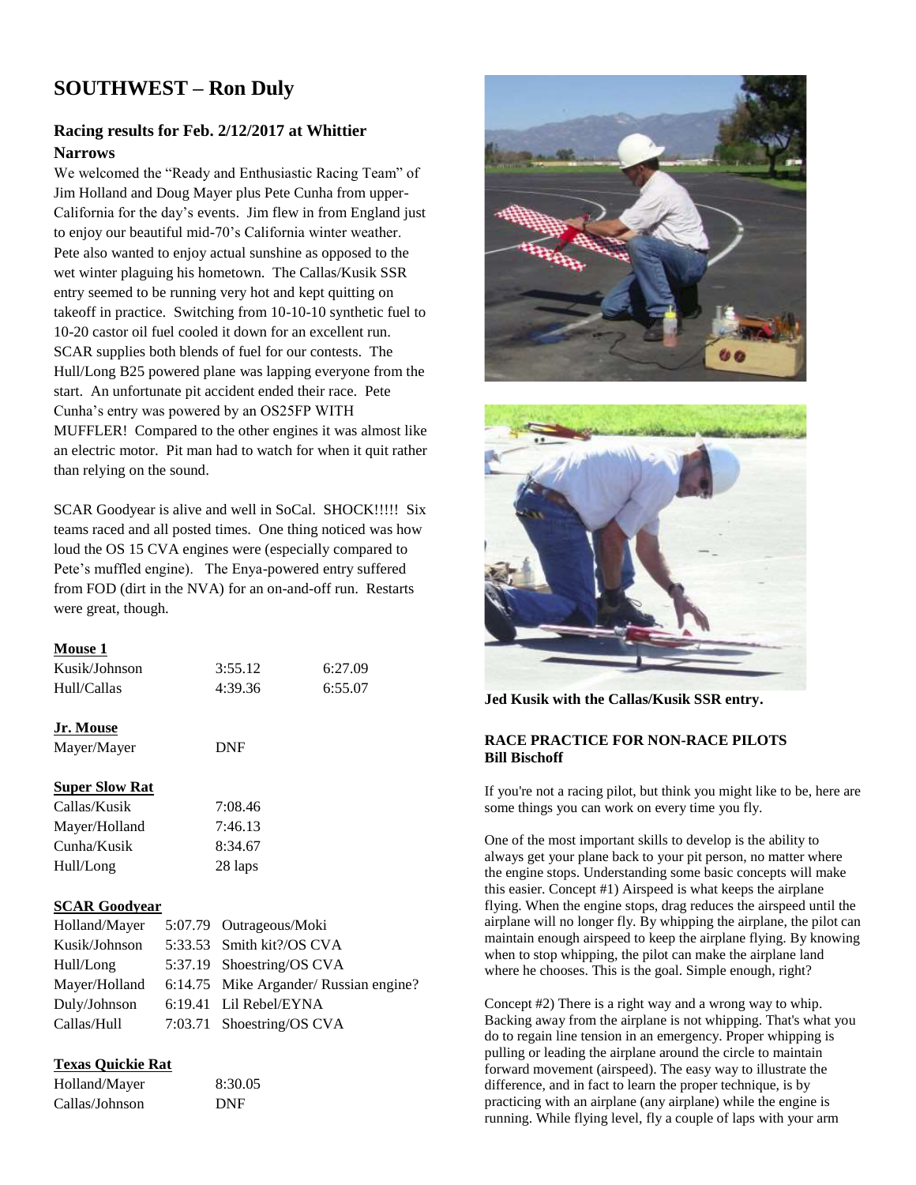## SOUTHWEST – Ron Duly

### Racing results for Feb. 2/12/2017 at Whittier Narrows

We welcomed the "Ready and Enthusiastic Racing Team" of Jim Holland and Doug Mayer plus Pete Cunha from upper-California for the day's events. Jim flew in from England just to enjoy our beautiful mid-70's California winter weather. Pete also wanted to enjoy actual sunshine as opposed to the wet winter plaguing his hometown. The Callas/Kusik SSR entry seemed to be running very hot and kept quitting on takeoff in practice. Switching from 10-10-10 synthetic fuel to 10-20 castor oil fuel cooled it down for an excellent run. SCAR supplies both blends of fuel for our contests. The Hull/Long B25 powered plane was lapping everyone from the start. An unfortunate pit accident ended their race. Pete Cunha's entry was powered by an OS25FP WITH MUFFLER! Compared to the other engines it was almost like an electric motor. Pit man had to watch for when it quit rather than relying on the sound.

SCAR Goodyear is alive and well in SoCal. SHOCK!!!!! Six teams raced and all posted times. One thing noticed was how loud the OS 15 CVA engines were (especially compared to Pete's muffled engine). The Enya-powered entry suffered from FOD (dirt in the NVA) for an on-and-off run. Restarts were great, though.

**Mouse 1**

| | | |
|---|---|---|
| Kusik/Johnson | 3:55.12 | 6:27.09 |
| Hull/Callas | 4:39.36 | 6:55.07 |

**Jr. Mouse**

| | |
|---|---|
| Mayer/Mayer | DNF |

**Super Slow Rat**

| | |
|---|---|
| Callas/Kusik | 7:08.46 |
| Mayer/Holland | 7:46.13 |
| Cunha/Kusik | 8:34.67 |
| Hull/Long | 28 laps |

**SCAR Goodyear**

| | | |
|---|---|---|
| Holland/Mayer | 5:07.79 | Outrageous/Moki |
| Kusik/Johnson | 5:33.53 | Smith kit?/OS CVA |
| Hull/Long | 5:37.19 | Shoestring/OS CVA |
| Mayer/Holland | 6:14.75 | Mike Argander/ Russian engine? |
| Duly/Johnson | 6:19.41 | Lil Rebel/EYNA |
| Callas/Hull | 7:03.71 | Shoestring/OS CVA |

**Texas Quickie Rat**

| | |
|---|---|
| Holland/Mayer | 8:30.05 |
| Callas/Johnson | DNF |

**Jed Kusik with the Callas/Kusik SSR entry.**

### RACE PRACTICE FOR NON-RACE PILOTS
**Bill Bischoff**

If you're not a racing pilot, but think you might like to be, here are some things you can work on every time you fly.

One of the most important skills to develop is the ability to always get your plane back to your pit person, no matter where the engine stops. Understanding some basic concepts will make this easier. Concept #1) Airspeed is what keeps the airplane flying. When the engine stops, drag reduces the airspeed until the airplane will no longer fly. By whipping the airplane, the pilot can maintain enough airspeed to keep the airplane flying. By knowing when to stop whipping, the pilot can make the airplane land where he chooses. This is the goal. Simple enough, right?

Concept #2) There is a right way and a wrong way to whip. Backing away from the airplane is not whipping. That's what you do to regain line tension in an emergency. Proper whipping is pulling or leading the airplane around the circle to maintain forward movement (airspeed). The easy way to illustrate the difference, and in fact to learn the proper technique, is by practicing with an airplane (any airplane) while the engine is running. While flying level, fly a couple of laps with your arm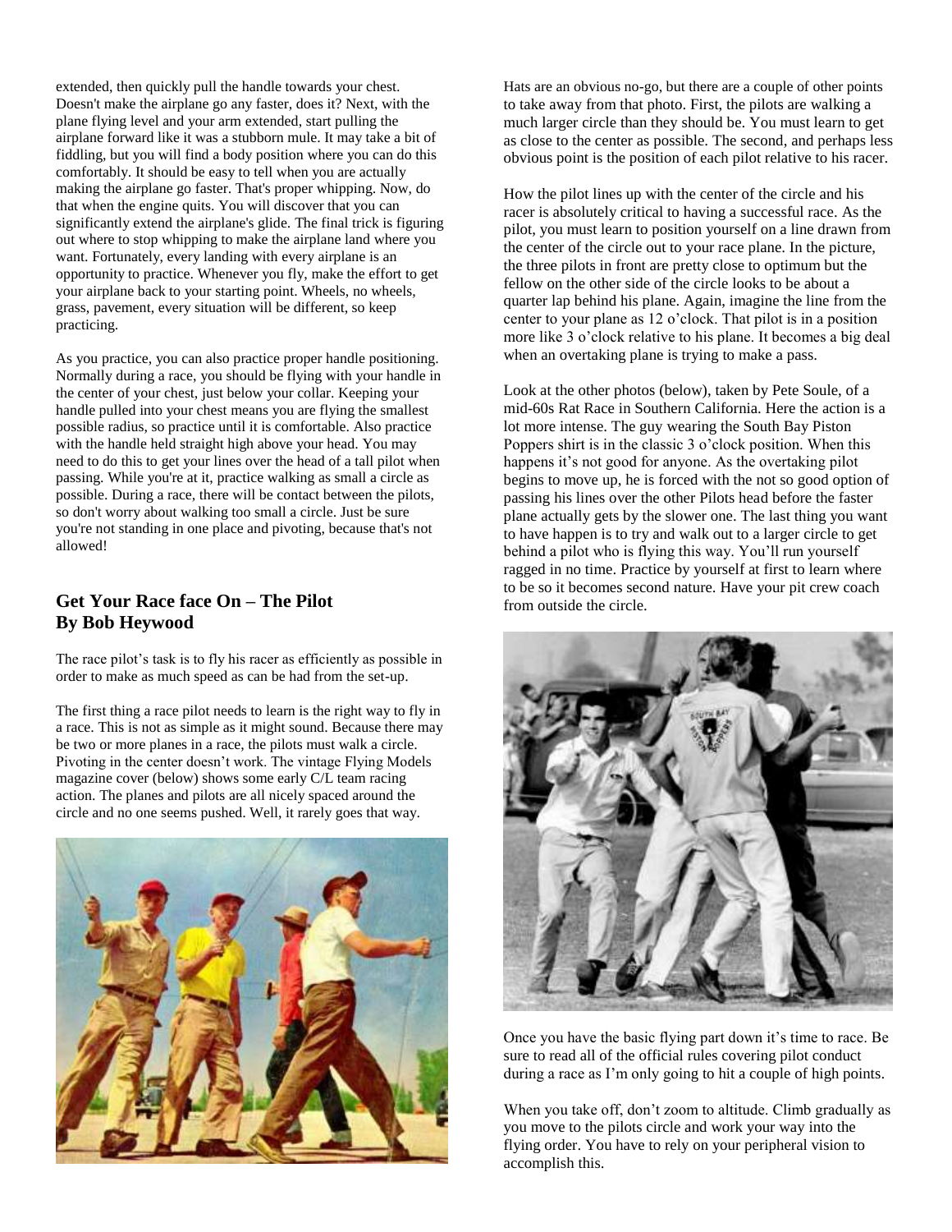extended, then quickly pull the handle towards your chest. Doesn't make the airplane go any faster, does it? Next, with the plane flying level and your arm extended, start pulling the airplane forward like it was a stubborn mule. It may take a bit of fiddling, but you will find a body position where you can do this comfortably. It should be easy to tell when you are actually making the airplane go faster. That's proper whipping. Now, do that when the engine quits. You will discover that you can significantly extend the airplane's glide. The final trick is figuring out where to stop whipping to make the airplane land where you want. Fortunately, every landing with every airplane is an opportunity to practice. Whenever you fly, make the effort to get your airplane back to your starting point. Wheels, no wheels, grass, pavement, every situation will be different, so keep practicing.

As you practice, you can also practice proper handle positioning. Normally during a race, you should be flying with your handle in the center of your chest, just below your collar. Keeping your handle pulled into your chest means you are flying the smallest possible radius, so practice until it is comfortable. Also practice with the handle held straight high above your head. You may need to do this to get your lines over the head of a tall pilot when passing. While you're at it, practice walking as small a circle as possible. During a race, there will be contact between the pilots, so don't worry about walking too small a circle. Just be sure you're not standing in one place and pivoting, because that's not allowed!

### Get Your Race face On – The Pilot
### By Bob Heywood

The race pilot's task is to fly his racer as efficiently as possible in order to make as much speed as can be had from the set-up.

The first thing a race pilot needs to learn is the right way to fly in a race. This is not as simple as it might sound. Because there may be two or more planes in a race, the pilots must walk a circle. Pivoting in the center doesn't work. The vintage Flying Models magazine cover (below) shows some early C/L team racing action. The planes and pilots are all nicely spaced around the circle and no one seems pushed. Well, it rarely goes that way.

Hats are an obvious no-go, but there are a couple of other points to take away from that photo. First, the pilots are walking a much larger circle than they should be. You must learn to get as close to the center as possible. The second, and perhaps less obvious point is the position of each pilot relative to his racer.

How the pilot lines up with the center of the circle and his racer is absolutely critical to having a successful race. As the pilot, you must learn to position yourself on a line drawn from the center of the circle out to your race plane. In the picture, the three pilots in front are pretty close to optimum but the fellow on the other side of the circle looks to be about a quarter lap behind his plane. Again, imagine the line from the center to your plane as 12 o'clock. That pilot is in a position more like 3 o'clock relative to his plane. It becomes a big deal when an overtaking plane is trying to make a pass.

Look at the other photos (below), taken by Pete Soule, of a mid-60s Rat Race in Southern California. Here the action is a lot more intense. The guy wearing the South Bay Piston Poppers shirt is in the classic 3 o'clock position. When this happens it's not good for anyone. As the overtaking pilot begins to move up, he is forced with the not so good option of passing his lines over the other Pilots head before the faster plane actually gets by the slower one. The last thing you want to have happen is to try and walk out to a larger circle to get behind a pilot who is flying this way. You'll run yourself ragged in no time. Practice by yourself at first to learn where to be so it becomes second nature. Have your pit crew coach from outside the circle.

Once you have the basic flying part down it's time to race. Be sure to read all of the official rules covering pilot conduct during a race as I'm only going to hit a couple of high points.

When you take off, don't zoom to altitude. Climb gradually as you move to the pilots circle and work your way into the flying order. You have to rely on your peripheral vision to accomplish this.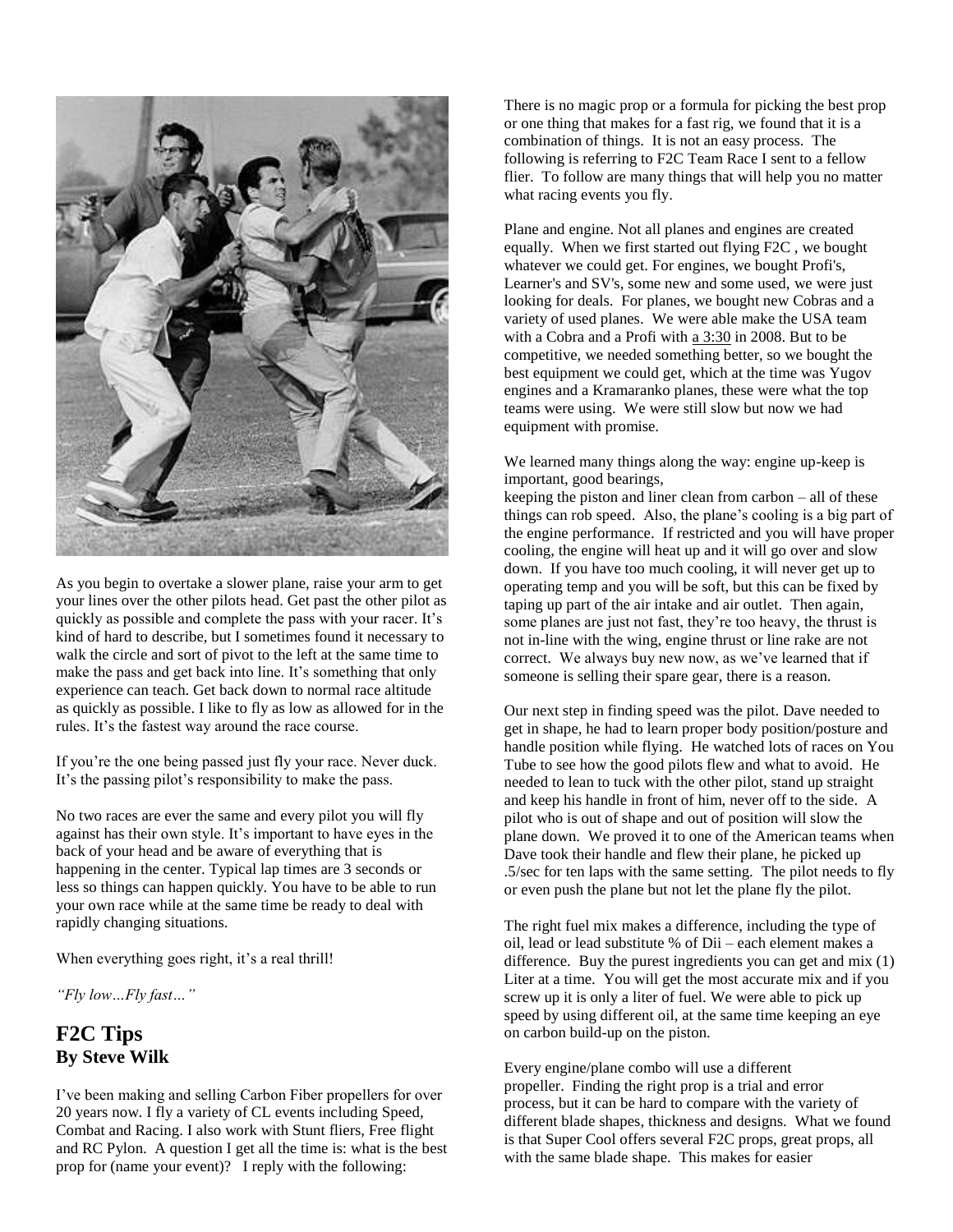As you begin to overtake a slower plane, raise your arm to get your lines over the other pilots head. Get past the other pilot as quickly as possible and complete the pass with your racer. It's kind of hard to describe, but I sometimes found it necessary to walk the circle and sort of pivot to the left at the same time to make the pass and get back into line. It's something that only experience can teach. Get back down to normal race altitude as quickly as possible. I like to fly as low as allowed for in the rules. It's the fastest way around the race course.

If you're the one being passed just fly your race. Never duck. It's the passing pilot's responsibility to make the pass.

No two races are ever the same and every pilot you will fly against has their own style. It's important to have eyes in the back of your head and be aware of everything that is happening in the center. Typical lap times are 3 seconds or less so things can happen quickly. You have to be able to run your own race while at the same time be ready to deal with rapidly changing situations.

When everything goes right, it's a real thrill!

*"Fly low…Fly fast…"*

## F2C Tips
**By Steve Wilk**

I've been making and selling Carbon Fiber propellers for over 20 years now. I fly a variety of CL events including Speed, Combat and Racing. I also work with Stunt fliers, Free flight and RC Pylon. A question I get all the time is: what is the best prop for (name your event)? I reply with the following:

There is no magic prop or a formula for picking the best prop or one thing that makes for a fast rig, we found that it is a combination of things. It is not an easy process. The following is referring to F2C Team Race I sent to a fellow flier. To follow are many things that will help you no matter what racing events you fly.

Plane and engine. Not all planes and engines are created equally. When we first started out flying F2C , we bought whatever we could get. For engines, we bought Profi's, Learner's and SV's, some new and some used, we were just looking for deals. For planes, we bought new Cobras and a variety of used planes. We were able make the USA team with a Cobra and a Profi with a 3:30 in 2008. But to be competitive, we needed something better, so we bought the best equipment we could get, which at the time was Yugov engines and a Kramaranko planes, these were what the top teams were using. We were still slow but now we had equipment with promise.

We learned many things along the way: engine up-keep is important, good bearings,
keeping the piston and liner clean from carbon – all of these things can rob speed. Also, the plane's cooling is a big part of the engine performance. If restricted and you will have proper cooling, the engine will heat up and it will go over and slow down. If you have too much cooling, it will never get up to operating temp and you will be soft, but this can be fixed by taping up part of the air intake and air outlet. Then again, some planes are just not fast, they're too heavy, the thrust is not in-line with the wing, engine thrust or line rake are not correct. We always buy new now, as we've learned that if someone is selling their spare gear, there is a reason.

Our next step in finding speed was the pilot. Dave needed to get in shape, he had to learn proper body position/posture and handle position while flying. He watched lots of races on You Tube to see how the good pilots flew and what to avoid. He needed to lean to tuck with the other pilot, stand up straight and keep his handle in front of him, never off to the side. A pilot who is out of shape and out of position will slow the plane down. We proved it to one of the American teams when Dave took their handle and flew their plane, he picked up .5/sec for ten laps with the same setting. The pilot needs to fly or even push the plane but not let the plane fly the pilot.

The right fuel mix makes a difference, including the type of oil, lead or lead substitute % of Dii – each element makes a difference. Buy the purest ingredients you can get and mix (1) Liter at a time. You will get the most accurate mix and if you screw up it is only a liter of fuel. We were able to pick up speed by using different oil, at the same time keeping an eye on carbon build-up on the piston.

Every engine/plane combo will use a different propeller. Finding the right prop is a trial and error process, but it can be hard to compare with the variety of different blade shapes, thickness and designs. What we found is that Super Cool offers several F2C props, great props, all with the same blade shape. This makes for easier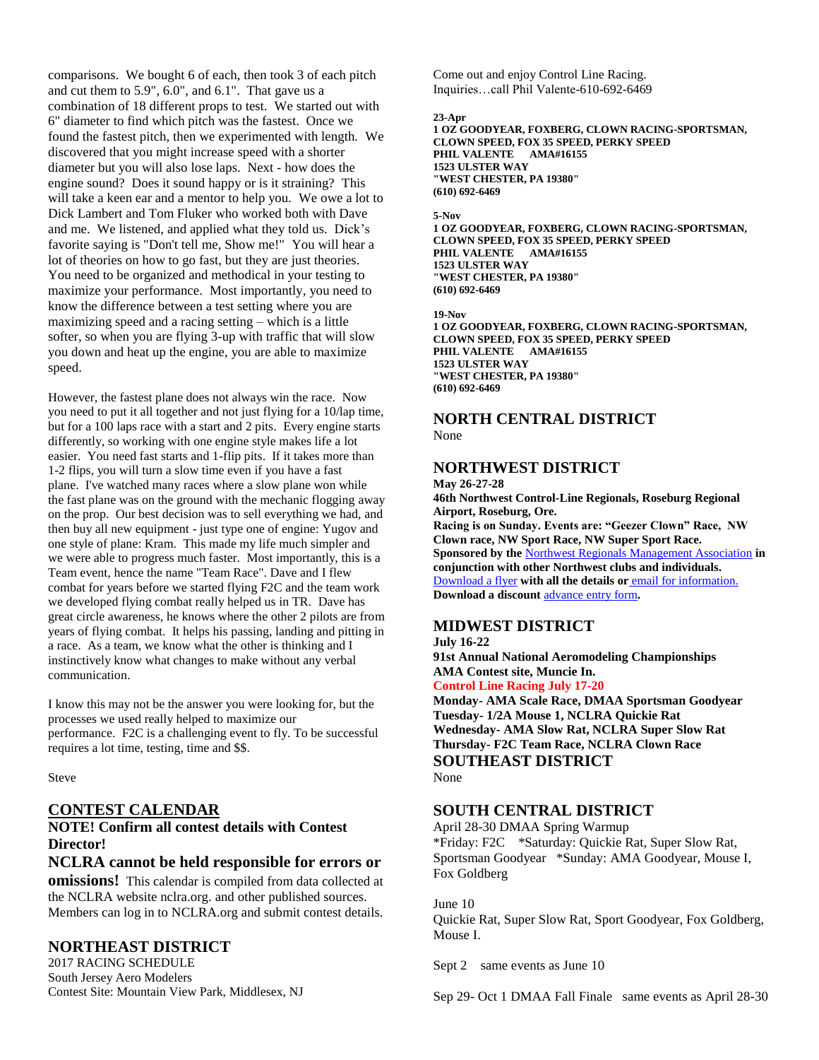comparisons. We bought 6 of each, then took 3 of each pitch and cut them to 5.9", 6.0", and 6.1". That gave us a combination of 18 different props to test. We started out with 6" diameter to find which pitch was the fastest. Once we found the fastest pitch, then we experimented with length. We discovered that you might increase speed with a shorter diameter but you will also lose laps. Next - how does the engine sound? Does it sound happy or is it straining? This will take a keen ear and a mentor to help you. We owe a lot to Dick Lambert and Tom Fluker who worked both with Dave and me. We listened, and applied what they told us. Dick's favorite saying is "Don't tell me, Show me!" You will hear a lot of theories on how to go fast, but they are just theories. You need to be organized and methodical in your testing to maximize your performance. Most importantly, you need to know the difference between a test setting where you are maximizing speed and a racing setting – which is a little softer, so when you are flying 3-up with traffic that will slow you down and heat up the engine, you are able to maximize speed.

However, the fastest plane does not always win the race. Now you need to put it all together and not just flying for a 10/lap time, but for a 100 laps race with a start and 2 pits. Every engine starts differently, so working with one engine style makes life a lot easier. You need fast starts and 1-flip pits. If it takes more than 1-2 flips, you will turn a slow time even if you have a fast plane. I've watched many races where a slow plane won while the fast plane was on the ground with the mechanic flogging away on the prop. Our best decision was to sell everything we had, and then buy all new equipment - just type one of engine: Yugov and one style of plane: Kram. This made my life much simpler and we were able to progress much faster. Most importantly, this is a Team event, hence the name "Team Race". Dave and I flew combat for years before we started flying F2C and the team work we developed flying combat really helped us in TR. Dave has great circle awareness, he knows where the other 2 pilots are from years of flying combat. It helps his passing, landing and pitting in a race. As a team, we know what the other is thinking and I instinctively know what changes to make without any verbal communication.

I know this may not be the answer you were looking for, but the processes we used really helped to maximize our performance. F2C is a challenging event to fly. To be successful requires a lot time, testing, time and $$.

Steve

## CONTEST CALENDAR

**NOTE! Confirm all contest details with Contest Director!**

**NCLRA cannot be held responsible for errors or omissions!** This calendar is compiled from data collected at the NCLRA website nclra.org. and other published sources. Members can log in to NCLRA.org and submit contest details.

## NORTHEAST DISTRICT

2017 RACING SCHEDULE
South Jersey Aero Modelers
Contest Site: Mountain View Park, Middlesex, NJ

Come out and enjoy Control Line Racing.
Inquiries…call Phil Valente-610-692-6469

**23-Apr**
**1 OZ GOODYEAR, FOXBERG, CLOWN RACING-SPORTSMAN, CLOWN SPEED, FOX 35 SPEED, PERKY SPEED**
**PHIL VALENTE AMA#16155**
**1523 ULSTER WAY**
**"WEST CHESTER, PA 19380"**
**(610) 692-6469**

**5-Nov**
**1 OZ GOODYEAR, FOXBERG, CLOWN RACING-SPORTSMAN, CLOWN SPEED, FOX 35 SPEED, PERKY SPEED**
**PHIL VALENTE AMA#16155**
**1523 ULSTER WAY**
**"WEST CHESTER, PA 19380"**
**(610) 692-6469**

**19-Nov**
**1 OZ GOODYEAR, FOXBERG, CLOWN RACING-SPORTSMAN, CLOWN SPEED, FOX 35 SPEED, PERKY SPEED**
**PHIL VALENTE AMA#16155**
**1523 ULSTER WAY**
**"WEST CHESTER, PA 19380"**
**(610) 692-6469**

## NORTH CENTRAL DISTRICT

None

## NORTHWEST DISTRICT

**May 26-27-28**
**46th Northwest Control-Line Regionals, Roseburg Regional Airport, Roseburg, Ore.**
**Racing is on Sunday. Events are: "Geezer Clown" Race, NW Clown race, NW Sport Race, NW Super Sport Race.**
**Sponsored by the** Northwest Regionals Management Association **in conjunction with other Northwest clubs and individuals.**
Download a flyer **with all the details or** email for information.
**Download a discount** advance entry form**.**

## MIDWEST DISTRICT

**July 16-22**
**91st Annual National Aeromodeling Championships**
**AMA Contest site, Muncie In.**
**Control Line Racing July 17-20**
**Monday- AMA Scale Race, DMAA Sportsman Goodyear**
**Tuesday- 1/2A Mouse 1, NCLRA Quickie Rat**
**Wednesday- AMA Slow Rat, NCLRA Super Slow Rat**
**Thursday- F2C Team Race, NCLRA Clown Race**

## SOUTHEAST DISTRICT

None

## SOUTH CENTRAL DISTRICT

April 28-30 DMAA Spring Warmup
*Friday: F2C *Saturday: Quickie Rat, Super Slow Rat, Sportsman Goodyear *Sunday: AMA Goodyear, Mouse I, Fox Goldberg

June 10
Quickie Rat, Super Slow Rat, Sport Goodyear, Fox Goldberg, Mouse I.

Sept 2 same events as June 10

Sep 29- Oct 1 DMAA Fall Finale same events as April 28-30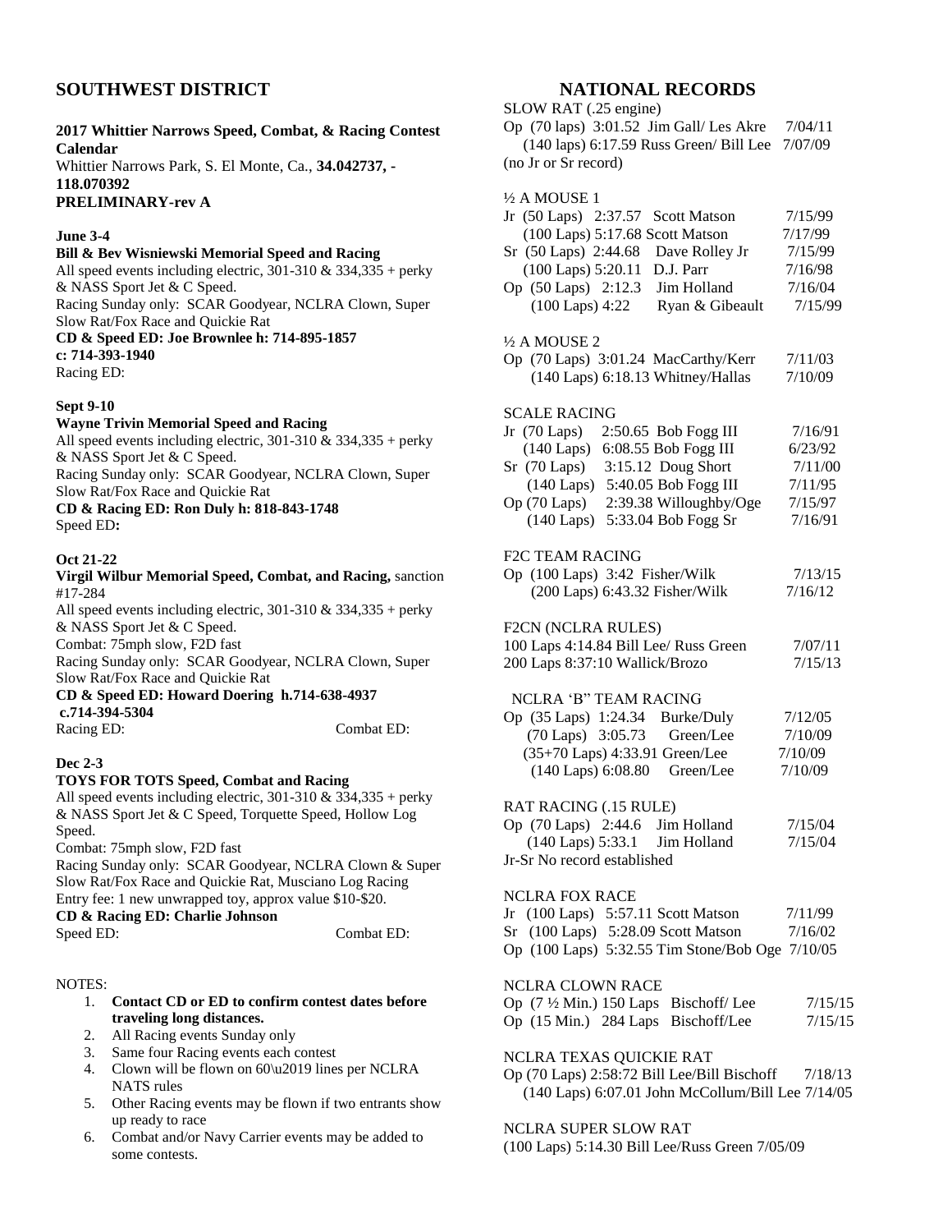## SOUTHWEST DISTRICT

**2017 Whittier Narrows Speed, Combat, & Racing Contest Calendar**
Whittier Narrows Park, S. El Monte, Ca., **34.042737, -118.070392**
**PRELIMINARY-rev A**

**June 3-4**
**Bill & Bev Wisniewski Memorial Speed and Racing**
All speed events including electric, 301-310 & 334,335 + perky & NASS Sport Jet & C Speed.
Racing Sunday only: SCAR Goodyear, NCLRA Clown, Super Slow Rat/Fox Race and Quickie Rat
**CD & Speed ED: Joe Brownlee h: 714-895-1857 c: 714-393-1940**
Racing ED:

**Sept 9-10**
**Wayne Trivin Memorial Speed and Racing**
All speed events including electric, 301-310 & 334,335 + perky & NASS Sport Jet & C Speed.
Racing Sunday only: SCAR Goodyear, NCLRA Clown, Super Slow Rat/Fox Race and Quickie Rat
**CD & Racing ED: Ron Duly h: 818-843-1748**
Speed ED**:**

**Oct 21-22**
**Virgil Wilbur Memorial Speed, Combat, and Racing,** sanction #17-284
All speed events including electric, 301-310 & 334,335 + perky & NASS Sport Jet & C Speed.
Combat: 75mph slow, F2D fast
Racing Sunday only: SCAR Goodyear, NCLRA Clown, Super Slow Rat/Fox Race and Quickie Rat
**CD & Speed ED: Howard Doering h.714-638-4937 c.714-394-5304**
Racing ED: Combat ED:

**Dec 2-3**
**TOYS FOR TOTS Speed, Combat and Racing**
All speed events including electric, 301-310 & 334,335 + perky & NASS Sport Jet & C Speed, Torquette Speed, Hollow Log Speed.
Combat: 75mph slow, F2D fast
Racing Sunday only: SCAR Goodyear, NCLRA Clown & Super Slow Rat/Fox Race and Quickie Rat, Musciano Log Racing
Entry fee: 1 new unwrapped toy, approx value $10-$20.
**CD & Racing ED: Charlie Johnson**
Speed ED: Combat ED:

NOTES:

1. **Contact CD or ED to confirm contest dates before traveling long distances.**
2. All Racing events Sunday only
3. Same four Racing events each contest
4. Clown will be flown on 60\u2019 lines per NCLRA NATS rules
5. Other Racing events may be flown if two entrants show up ready to race
6. Combat and/or Navy Carrier events may be added to some contests.

## NATIONAL RECORDS

SLOW RAT (.25 engine)
Op (70 laps) 3:01.52 Jim Gall/ Les Akre 7/04/11
(140 laps) 6:17.59 Russ Green/ Bill Lee 7/07/09
(no Jr or Sr record)

½ A MOUSE 1
Jr (50 Laps) 2:37.57 Scott Matson 7/15/99
(100 Laps) 5:17.68 Scott Matson 7/17/99
Sr (50 Laps) 2:44.68 Dave Rolley Jr 7/15/99
(100 Laps) 5:20.11 D.J. Parr 7/16/98
Op (50 Laps) 2:12.3 Jim Holland 7/16/04
(100 Laps) 4:22 Ryan & Gibeault 7/15/99

½ A MOUSE 2
Op (70 Laps) 3:01.24 MacCarthy/Kerr 7/11/03
(140 Laps) 6:18.13 Whitney/Hallas 7/10/09

SCALE RACING
Jr (70 Laps) 2:50.65 Bob Fogg III 7/16/91
(140 Laps) 6:08.55 Bob Fogg III 6/23/92
Sr (70 Laps) 3:15.12 Doug Short 7/11/00
(140 Laps) 5:40.05 Bob Fogg III 7/11/95
Op (70 Laps) 2:39.38 Willoughby/Oge 7/15/97
(140 Laps) 5:33.04 Bob Fogg Sr 7/16/91

F2C TEAM RACING
Op (100 Laps) 3:42 Fisher/Wilk 7/13/15
(200 Laps) 6:43.32 Fisher/Wilk 7/16/12

F2CN (NCLRA RULES)
100 Laps 4:14.84 Bill Lee/ Russ Green 7/07/11
200 Laps 8:37:10 Wallick/Brozo 7/15/13

NCLRA 'B" TEAM RACING
Op (35 Laps) 1:24.34 Burke/Duly 7/12/05
(70 Laps) 3:05.73 Green/Lee 7/10/09
(35+70 Laps) 4:33.91 Green/Lee 7/10/09
(140 Laps) 6:08.80 Green/Lee 7/10/09

RAT RACING (.15 RULE)
Op (70 Laps) 2:44.6 Jim Holland 7/15/04
(140 Laps) 5:33.1 Jim Holland 7/15/04
Jr-Sr No record established

NCLRA FOX RACE
Jr (100 Laps) 5:57.11 Scott Matson 7/11/99
Sr (100 Laps) 5:28.09 Scott Matson 7/16/02
Op (100 Laps) 5:32.55 Tim Stone/Bob Oge 7/10/05

NCLRA CLOWN RACE
Op (7 ½ Min.) 150 Laps Bischoff/ Lee 7/15/15
Op (15 Min.) 284 Laps Bischoff/Lee 7/15/15

NCLRA TEXAS QUICKIE RAT
Op (70 Laps) 2:58:72 Bill Lee/Bill Bischoff 7/18/13
(140 Laps) 6:07.01 John McCollum/Bill Lee 7/14/05

NCLRA SUPER SLOW RAT
(100 Laps) 5:14.30 Bill Lee/Russ Green 7/05/09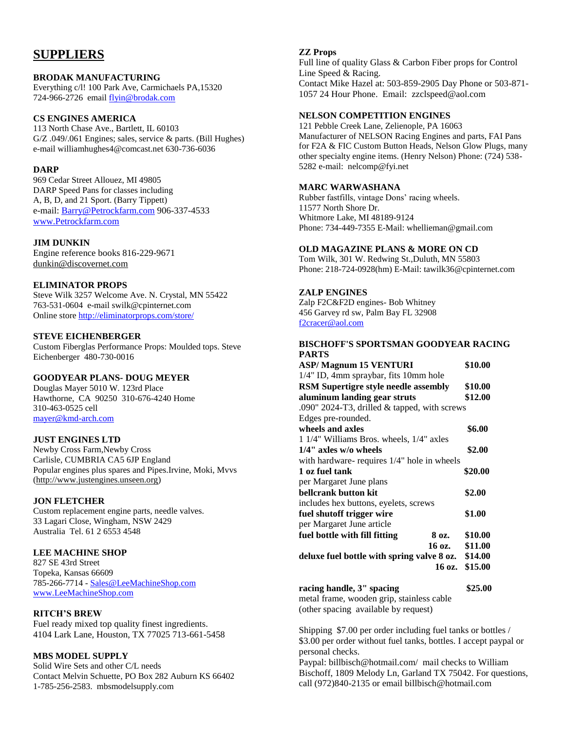## SUPPLIERS

**BRODAK MANUFACTURING**
Everything c/l! 100 Park Ave, Carmichaels PA,15320
724-966-2726 email flyin@brodak.com

**CS ENGINES AMERICA**
113 North Chase Ave., Bartlett, IL 60103
G/Z .049/.061 Engines; sales, service & parts. (Bill Hughes)
e-mail williamhughes4@comcast.net 630-736-6036

**DARP**
969 Cedar Street Allouez, MI 49805
DARP Speed Pans for classes including
A, B, D, and 21 Sport. (Barry Tippett)
e-mail: Barry@Petrockfarm.com 906-337-4533
www.Petrockfarm.com

**JIM DUNKIN**
Engine reference books 816-229-9671
dunkin@discovernet.com

**ELIMINATOR PROPS**
Steve Wilk 3257 Welcome Ave. N. Crystal, MN 55422
763-531-0604 e-mail swilk@cpinternet.com
Online store http://eliminatorprops.com/store/

**STEVE EICHENBERGER**
Custom Fiberglas Performance Props: Moulded tops. Steve Eichenberger 480-730-0016

**GOODYEAR PLANS- DOUG MEYER**
Douglas Mayer 5010 W. 123rd Place
Hawthorne, CA 90250 310-676-4240 Home
310-463-0525 cell
mayer@kmd-arch.com

**JUST ENGINES LTD**
Newby Cross Farm,Newby Cross
Carlisle, CUMBRIA CA5 6JP England
Popular engines plus spares and Pipes.Irvine, Moki, Mvvs
(http://www.justengines.unseen.org)

**JON FLETCHER**
Custom replacement engine parts, needle valves.
33 Lagari Close, Wingham, NSW 2429
Australia Tel. 61 2 6553 4548

**LEE MACHINE SHOP**
827 SE 43rd Street
Topeka, Kansas 66609
785-266-7714 - Sales@LeeMachineShop.com
www.LeeMachineShop.com

**RITCH'S BREW**
Fuel ready mixed top quality finest ingredients.
4104 Lark Lane, Houston, TX 77025 713-661-5458

**MBS MODEL SUPPLY**
Solid Wire Sets and other C/L needs
Contact Melvin Schuette, PO Box 282 Auburn KS 66402
1-785-256-2583. mbsmodelsupply.com

**ZZ Props**
Full line of quality Glass & Carbon Fiber props for Control Line Speed & Racing.
Contact Mike Hazel at: 503-859-2905 Day Phone or 503-871-1057 24 Hour Phone. Email: zzclspeed@aol.com

**NELSON COMPETITION ENGINES**
121 Pebble Creek Lane, Zelienople, PA 16063
Manufacturer of NELSON Racing Engines and parts, FAI Pans for F2A & FIC Custom Button Heads, Nelson Glow Plugs, many other specialty engine items. (Henry Nelson) Phone: (724) 538-5282 e-mail: nelcomp@fyi.net

**MARC WARWASHANA**
Rubber fastfills, vintage Dons' racing wheels.
11577 North Shore Dr.
Whitmore Lake, MI 48189-9124
Phone: 734-449-7355 E-Mail: whellieman@gmail.com

**OLD MAGAZINE PLANS & MORE ON CD**
Tom Wilk, 301 W. Redwing St.,Duluth, MN 55803
Phone: 218-724-0928(hm) E-Mail: tawilk36@cpinternet.com

**ZALP ENGINES**
Zalp F2C&F2D engines- Bob Whitney
456 Garvey rd sw, Palm Bay FL 32908
f2cracer@aol.com

**BISCHOFF'S SPORTSMAN GOODYEAR RACING PARTS**

**ASP/ Magnum 15 VENTURI** — **$10.00**
1/4" ID, 4mm spraybar, fits 10mm hole

**RSM Supertigre style needle assembly** — **$10.00**

**aluminum landing gear struts** — **$12.00**
.090" 2024-T3, drilled & tapped, with screws
Edges pre-rounded.

**wheels and axles** — **$6.00**
1 1/4" Williams Bros. wheels, 1/4" axles

**1/4" axles w/o wheels** — **$2.00**
with hardware- requires 1/4" hole in wheels

**1 oz fuel tank** — **$20.00**
per Margaret June plans

**bellcrank button kit** — **$2.00**
includes hex buttons, eyelets, screws

**fuel shutoff trigger wire** — **$1.00**
per Margaret June article

**fuel bottle with fill fitting** — **8 oz. $10.00** / **16 oz. $11.00**

**deluxe fuel bottle with spring valve** — **8 oz. $14.00** / **16 oz. $15.00**

**racing handle, 3" spacing** — **$25.00**
metal frame, wooden grip, stainless cable
(other spacing available by request)

Shipping $7.00 per order including fuel tanks or bottles / $3.00 per order without fuel tanks, bottles. I accept paypal or personal checks.
Paypal: billbisch@hotmail.com/ mail checks to William Bischoff, 1809 Melody Ln, Garland TX 75042. For questions, call (972)840-2135 or email billbisch@hotmail.com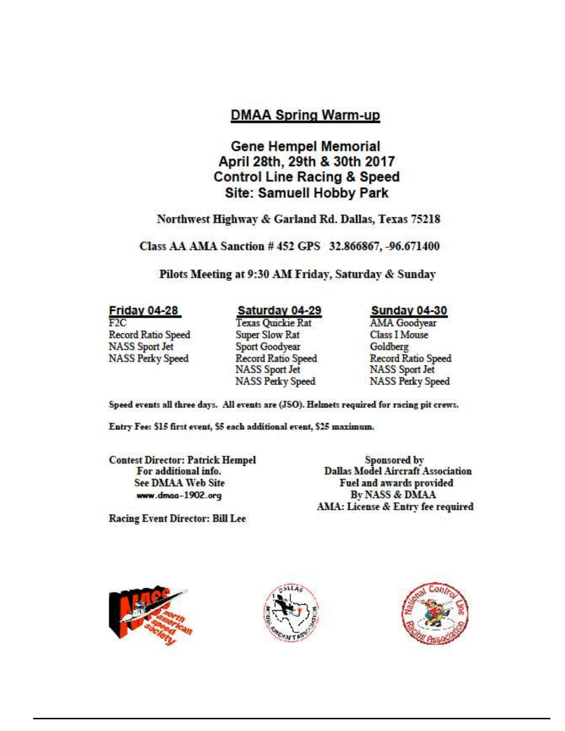# DMAA Spring Warm-up

## Gene Hempel Memorial
## April 28th, 29th & 30th 2017
## Control Line Racing & Speed
## Site: Samuell Hobby Park

Northwest Highway & Garland Rd. Dallas, Texas 75218

Class AA AMA Sanction # 452 GPS 32.866867, -96.671400

Pilots Meeting at 9:30 AM Friday, Saturday & Sunday

| Friday 04-28 | Saturday 04-29 | Sunday 04-30 |
|---|---|---|
| F2C | Texas Quickie Rat | AMA Goodyear |
| Record Ratio Speed | Super Slow Rat | Class I Mouse |
| NASS Sport Jet | Sport Goodyear | Goldberg |
| NASS Perky Speed | Record Ratio Speed | Record Ratio Speed |
| | NASS Sport Jet | NASS Sport Jet |
| | NASS Perky Speed | NASS Perky Speed |

Speed events all three days. All events are (JSO). Helmets required for racing pit crews.

Entry Fee: $15 first event, $5 each additional event, $25 maximum.

Contest Director: Patrick Hempel
For additional info.
See DMAA Web Site
www.dmaa-1902.org

Racing Event Director: Bill Lee

Sponsored by
Dallas Model Aircraft Association
Fuel and awards provided
By NASS & DMAA
AMA: License & Entry fee required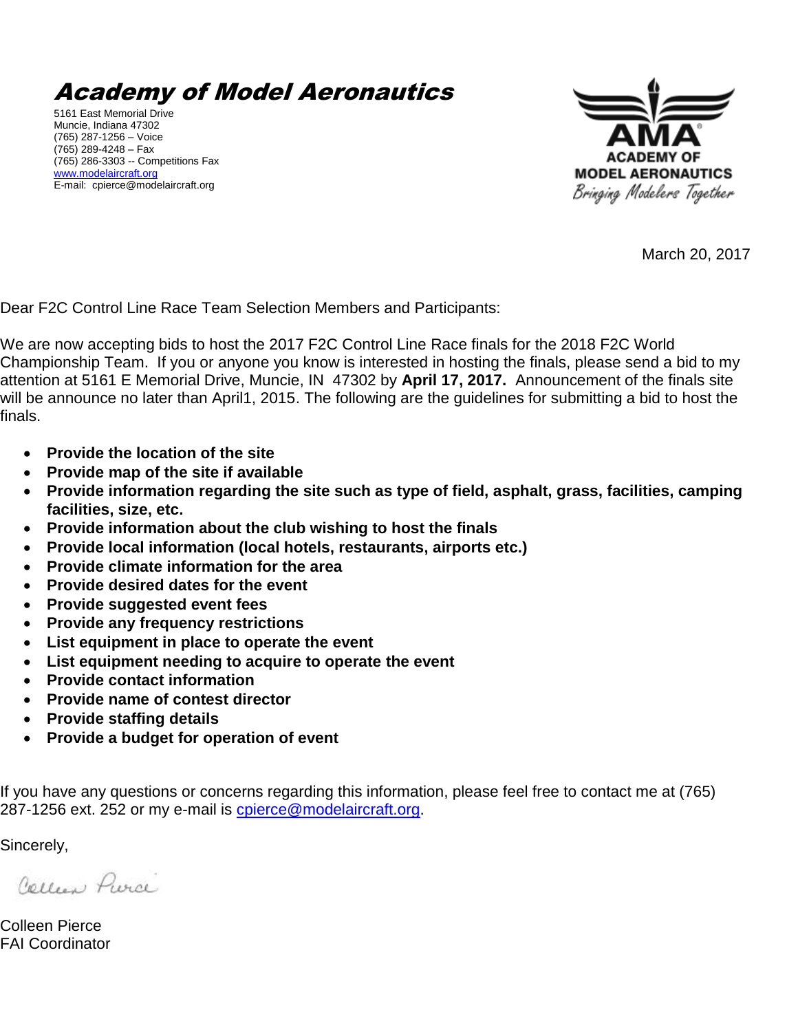# Academy of Model Aeronautics

5161 East Memorial Drive
Muncie, Indiana 47302
(765) 287-1256 – Voice
(765) 289-4248 – Fax
(765) 286-3303 -- Competitions Fax
www.modelaircraft.org
E-mail: cpierce@modelaircraft.org

AMA ACADEMY OF MODEL AERONAUTICS
*Bringing Modelers Together*

March 20, 2017

Dear F2C Control Line Race Team Selection Members and Participants:

We are now accepting bids to host the 2017 F2C Control Line Race finals for the 2018 F2C World Championship Team. If you or anyone you know is interested in hosting the finals, please send a bid to my attention at 5161 E Memorial Drive, Muncie, IN 47302 by **April 17, 2017.** Announcement of the finals site will be announce no later than April1, 2015. The following are the guidelines for submitting a bid to host the finals.

- **Provide the location of the site**
- **Provide map of the site if available**
- **Provide information regarding the site such as type of field, asphalt, grass, facilities, camping facilities, size, etc.**
- **Provide information about the club wishing to host the finals**
- **Provide local information (local hotels, restaurants, airports etc.)**
- **Provide climate information for the area**
- **Provide desired dates for the event**
- **Provide suggested event fees**
- **Provide any frequency restrictions**
- **List equipment in place to operate the event**
- **List equipment needing to acquire to operate the event**
- **Provide contact information**
- **Provide name of contest director**
- **Provide staffing details**
- **Provide a budget for operation of event**

If you have any questions or concerns regarding this information, please feel free to contact me at (765) 287-1256 ext. 252 or my e-mail is cpierce@modelaircraft.org.

Sincerely,

Colleen Pierce
FAI Coordinator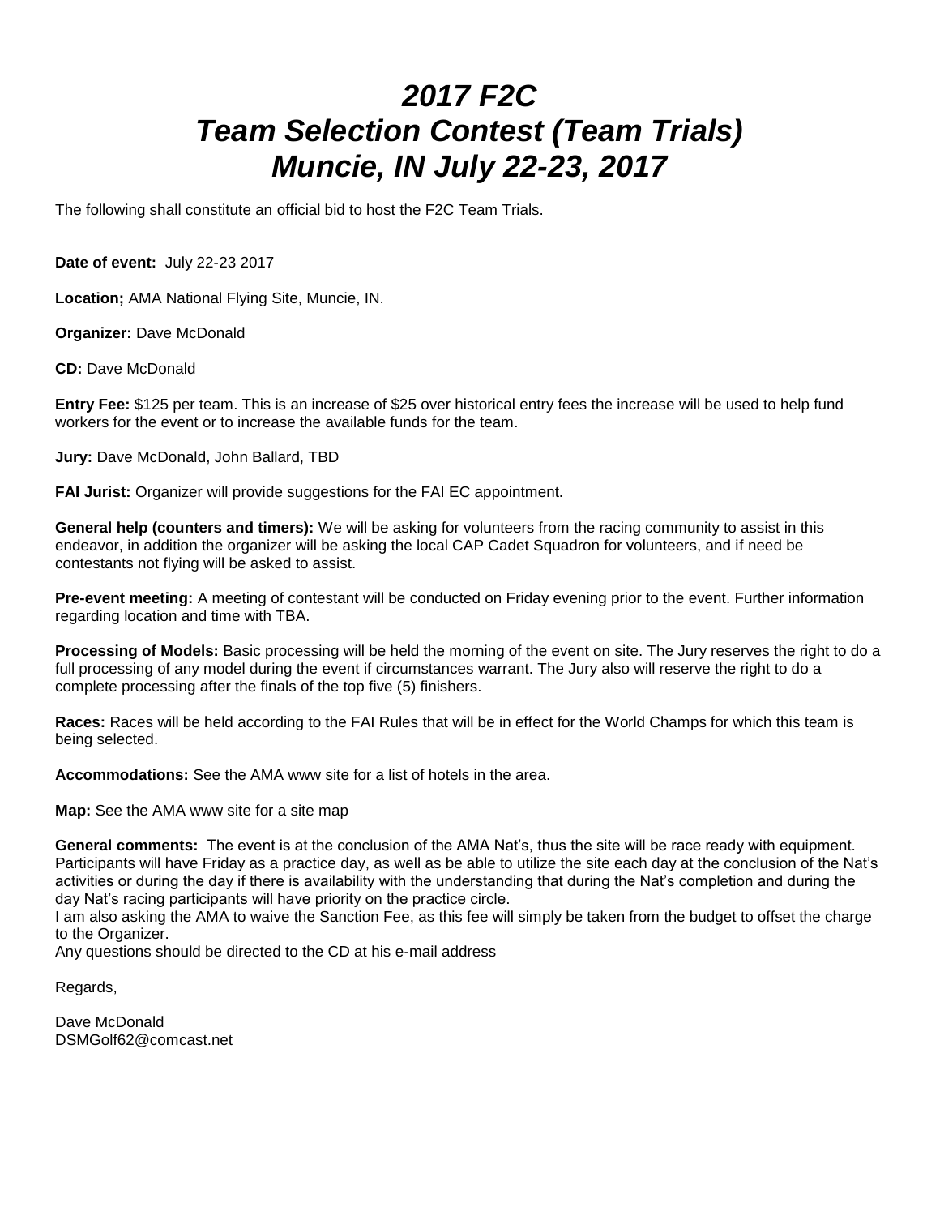# *2017 F2C Team Selection Contest (Team Trials) Muncie, IN July 22-23, 2017*

The following shall constitute an official bid to host the F2C Team Trials.

**Date of event:** July 22-23 2017

**Location;** AMA National Flying Site, Muncie, IN.

**Organizer:** Dave McDonald

**CD:** Dave McDonald

**Entry Fee:** $125 per team. This is an increase of $25 over historical entry fees the increase will be used to help fund workers for the event or to increase the available funds for the team.

**Jury:** Dave McDonald, John Ballard, TBD

**FAI Jurist:** Organizer will provide suggestions for the FAI EC appointment.

**General help (counters and timers):** We will be asking for volunteers from the racing community to assist in this endeavor, in addition the organizer will be asking the local CAP Cadet Squadron for volunteers, and if need be contestants not flying will be asked to assist.

**Pre-event meeting:** A meeting of contestant will be conducted on Friday evening prior to the event. Further information regarding location and time with TBA.

**Processing of Models:** Basic processing will be held the morning of the event on site. The Jury reserves the right to do a full processing of any model during the event if circumstances warrant. The Jury also will reserve the right to do a complete processing after the finals of the top five (5) finishers.

**Races:** Races will be held according to the FAI Rules that will be in effect for the World Champs for which this team is being selected.

**Accommodations:** See the AMA www site for a list of hotels in the area.

**Map:** See the AMA www site for a site map

**General comments:** The event is at the conclusion of the AMA Nat's, thus the site will be race ready with equipment. Participants will have Friday as a practice day, as well as be able to utilize the site each day at the conclusion of the Nat's activities or during the day if there is availability with the understanding that during the Nat's completion and during the day Nat's racing participants will have priority on the practice circle.
I am also asking the AMA to waive the Sanction Fee, as this fee will simply be taken from the budget to offset the charge to the Organizer.
Any questions should be directed to the CD at his e-mail address

Regards,

Dave McDonald
DSMGolf62@comcast.net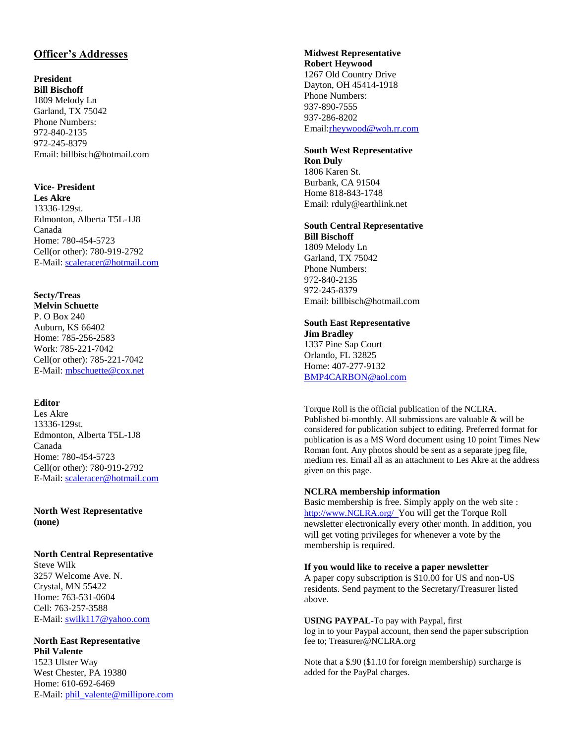## Officer's Addresses

**President**
**Bill Bischoff**
1809 Melody Ln
Garland, TX 75042
Phone Numbers:
972-840-2135
972-245-8379
Email: billbisch@hotmail.com

**Vice- President**
**Les Akre**
13336-129st.
Edmonton, Alberta T5L-1J8
Canada
Home: 780-454-5723
Cell(or other): 780-919-2792
E-Mail: scaleracer@hotmail.com

**Secty/Treas**
**Melvin Schuette**
P. O Box 240
Auburn, KS 66402
Home: 785-256-2583
Work: 785-221-7042
Cell(or other): 785-221-7042
E-Mail: mbschuette@cox.net

**Editor**
Les Akre
13336-129st.
Edmonton, Alberta T5L-1J8
Canada
Home: 780-454-5723
Cell(or other): 780-919-2792
E-Mail: scaleracer@hotmail.com

**North West Representative**
**(none)**

**North Central Representative**
Steve Wilk
3257 Welcome Ave. N.
Crystal, MN 55422
Home: 763-531-0604
Cell: 763-257-3588
E-Mail: swilk117@yahoo.com

**North East Representative**
**Phil Valente**
1523 Ulster Way
West Chester, PA 19380
Home: 610-692-6469
E-Mail: phil_valente@millipore.com

**Midwest Representative**
**Robert Heywood**
1267 Old Country Drive
Dayton, OH 45414-1918
Phone Numbers:
937-890-7555
937-286-8202
Email:rheywood@woh.rr.com

**South West Representative**
**Ron Duly**
1806 Karen St.
Burbank, CA 91504
Home 818-843-1748
Email: rduly@earthlink.net

**South Central Representative**
**Bill Bischoff**
1809 Melody Ln
Garland, TX 75042
Phone Numbers:
972-840-2135
972-245-8379
Email: billbisch@hotmail.com

**South East Representative**
**Jim Bradley**
1337 Pine Sap Court
Orlando, FL 32825
Home: 407-277-9132
BMP4CARBON@aol.com

Torque Roll is the official publication of the NCLRA. Published bi-monthly. All submissions are valuable & will be considered for publication subject to editing. Preferred format for publication is as a MS Word document using 10 point Times New Roman font. Any photos should be sent as a separate jpeg file, medium res. Email all as an attachment to Les Akre at the address given on this page.

**NCLRA membership information**
Basic membership is free. Simply apply on the web site : http://www.NCLRA.org/ You will get the Torque Roll newsletter electronically every other month. In addition, you will get voting privileges for whenever a vote by the membership is required.

**If you would like to receive a paper newsletter**
A paper copy subscription is $10.00 for US and non-US residents. Send payment to the Secretary/Treasurer listed above.

**USING PAYPAL**-To pay with Paypal, first log in to your Paypal account, then send the paper subscription fee to; Treasurer@NCLRA.org

Note that a $.90 ($1.10 for foreign membership) surcharge is added for the PayPal charges.